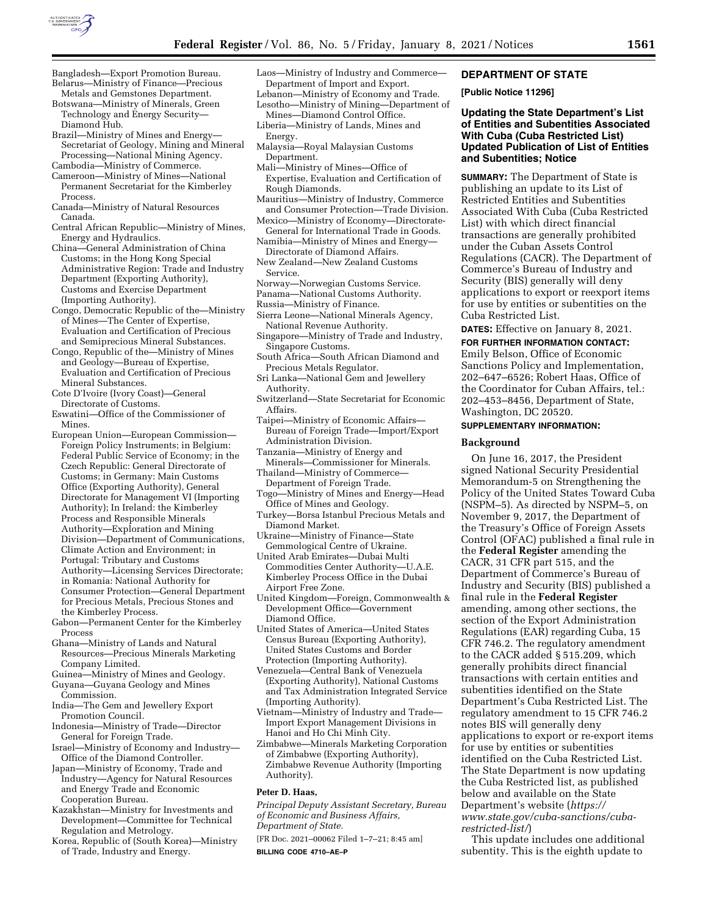Bangladesh—Export Promotion Bureau.
Belarus—Ministry of Finance—Precious Metals and Gemstones Department.
Botswana—Ministry of Minerals, Green Technology and Energy Security—Diamond Hub.
Brazil—Ministry of Mines and Energy—Secretariat of Geology, Mining and Mineral Processing—National Mining Agency.
Cambodia—Ministry of Commerce.
Cameroon—Ministry of Mines—National Permanent Secretariat for the Kimberley Process.
Canada—Ministry of Natural Resources Canada.
Central African Republic—Ministry of Mines, Energy and Hydraulics.
China—General Administration of China Customs; in the Hong Kong Special Administrative Region: Trade and Industry Department (Exporting Authority), Customs and Exercise Department (Importing Authority).
Congo, Democratic Republic of the—Ministry of Mines—The Center of Expertise, Evaluation and Certification of Precious and Semiprecious Mineral Substances.
Congo, Republic of the—Ministry of Mines and Geology—Bureau of Expertise, Evaluation and Certification of Precious Mineral Substances.
Cote D'Ivoire (Ivory Coast)—General Directorate of Customs.
Eswatini—Office of the Commissioner of Mines.
European Union—European Commission—Foreign Policy Instruments; in Belgium: Federal Public Service of Economy; in the Czech Republic: General Directorate of Customs; in Germany: Main Customs Office (Exporting Authority), General Directorate for Management VI (Importing Authority); In Ireland: the Kimberley Process and Responsible Minerals Authority—Exploration and Mining Division—Department of Communications, Climate Action and Environment; in Portugal: Tributary and Customs Authority—Licensing Services Directorate; in Romania: National Authority for Consumer Protection—General Department for Precious Metals, Precious Stones and the Kimberley Process.
Gabon—Permanent Center for the Kimberley Process
Ghana—Ministry of Lands and Natural Resources—Precious Minerals Marketing Company Limited.
Guinea—Ministry of Mines and Geology.
Guyana—Guyana Geology and Mines Commission.
India—The Gem and Jewellery Export Promotion Council.
Indonesia—Ministry of Trade—Director General for Foreign Trade.
Israel—Ministry of Economy and Industry—Office of the Diamond Controller.
Japan—Ministry of Economy, Trade and Industry—Agency for Natural Resources and Energy Trade and Economic Cooperation Bureau.
Kazakhstan—Ministry for Investments and Development—Committee for Technical Regulation and Metrology.
Korea, Republic of (South Korea)—Ministry of Trade, Industry and Energy.
Laos—Ministry of Industry and Commerce—Department of Import and Export.
Lebanon—Ministry of Economy and Trade.
Lesotho—Ministry of Mining—Department of Mines—Diamond Control Office.
Liberia—Ministry of Lands, Mines and Energy.
Malaysia—Royal Malaysian Customs Department.
Mali—Ministry of Mines—Office of Expertise, Evaluation and Certification of Rough Diamonds.
Mauritius—Ministry of Industry, Commerce and Consumer Protection—Trade Division.
Mexico—Ministry of Economy—Directorate-General for International Trade in Goods.
Namibia—Ministry of Mines and Energy—Directorate of Diamond Affairs.
New Zealand—New Zealand Customs Service.
Norway—Norwegian Customs Service.
Panama—National Customs Authority.
Russia—Ministry of Finance.
Sierra Leone—National Minerals Agency, National Revenue Authority.
Singapore—Ministry of Trade and Industry, Singapore Customs.
South Africa—South African Diamond and Precious Metals Regulator.
Sri Lanka—National Gem and Jewellery Authority.
Switzerland—State Secretariat for Economic Affairs.
Taipei—Ministry of Economic Affairs—Bureau of Foreign Trade—Import/Export Administration Division.
Tanzania—Ministry of Energy and Minerals—Commissioner for Minerals.
Thailand—Ministry of Commerce—Department of Foreign Trade.
Togo—Ministry of Mines and Energy—Head Office of Mines and Geology.
Turkey—Borsa Istanbul Precious Metals and Diamond Market.
Ukraine—Ministry of Finance—State Gemmological Centre of Ukraine.
United Arab Emirates—Dubai Multi Commodities Center Authority—U.A.E. Kimberley Process Office in the Dubai Airport Free Zone.
United Kingdom—Foreign, Commonwealth & Development Office—Government Diamond Office.
United States of America—United States Census Bureau (Exporting Authority), United States Customs and Border Protection (Importing Authority).
Venezuela—Central Bank of Venezuela (Exporting Authority), National Customs and Tax Administration Integrated Service (Importing Authority).
Vietnam—Ministry of Industry and Trade—Import Export Management Divisions in Hanoi and Ho Chi Minh City.
Zimbabwe—Minerals Marketing Corporation of Zimbabwe (Exporting Authority), Zimbabwe Revenue Authority (Importing Authority).

**Peter D. Haas,**

*Principal Deputy Assistant Secretary, Bureau of Economic and Business Affairs, Department of State.*

[FR Doc. 2021–00062 Filed 1–7–21; 8:45 am]

**BILLING CODE 4710–AE–P**

## DEPARTMENT OF STATE

**[Public Notice 11296]**

### Updating the State Department's List of Entities and Subentities Associated With Cuba (Cuba Restricted List) Updated Publication of List of Entities and Subentities; Notice

**SUMMARY:** The Department of State is publishing an update to its List of Restricted Entities and Subentities Associated With Cuba (Cuba Restricted List) with which direct financial transactions are generally prohibited under the Cuban Assets Control Regulations (CACR). The Department of Commerce's Bureau of Industry and Security (BIS) generally will deny applications to export or reexport items for use by entities or subentities on the Cuba Restricted List.

**DATES:** Effective on January 8, 2021.

**FOR FURTHER INFORMATION CONTACT:** Emily Belson, Office of Economic Sanctions Policy and Implementation, 202–647–6526; Robert Haas, Office of the Coordinator for Cuban Affairs, tel.: 202–453–8456, Department of State, Washington, DC 20520.

**SUPPLEMENTARY INFORMATION:**

#### Background

On June 16, 2017, the President signed National Security Presidential Memorandum-5 on Strengthening the Policy of the United States Toward Cuba (NSPM–5). As directed by NSPM–5, on November 9, 2017, the Department of the Treasury's Office of Foreign Assets Control (OFAC) published a final rule in the **Federal Register** amending the CACR, 31 CFR part 515, and the Department of Commerce's Bureau of Industry and Security (BIS) published a final rule in the **Federal Register** amending, among other sections, the section of the Export Administration Regulations (EAR) regarding Cuba, 15 CFR 746.2. The regulatory amendment to the CACR added § 515.209, which generally prohibits direct financial transactions with certain entities and subentities identified on the State Department's Cuba Restricted List. The regulatory amendment to 15 CFR 746.2 notes BIS will generally deny applications to export or re-export items for use by entities or subentities identified on the Cuba Restricted List. The State Department is now updating the Cuba Restricted list, as published below and available on the State Department's website (*https://www.state.gov/cuba-sanctions/cuba-restricted-list/*)

This update includes one additional subentity. This is the eighth update to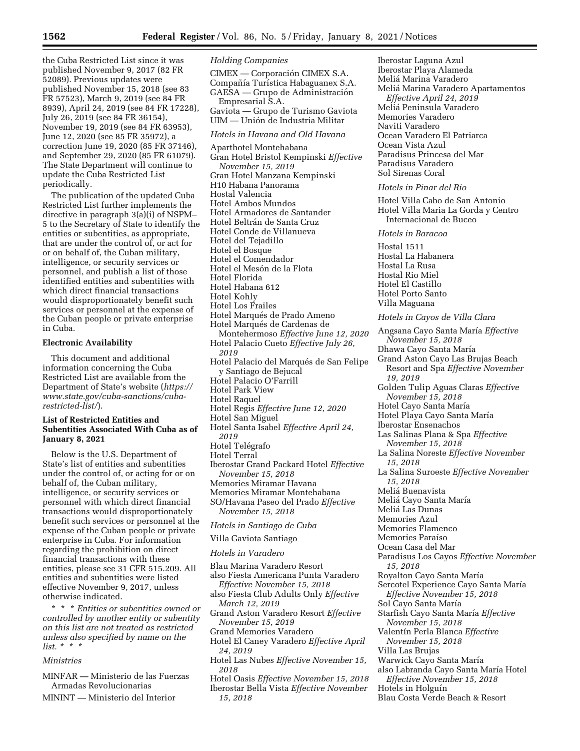the Cuba Restricted List since it was published November 9, 2017 (82 FR 52089). Previous updates were published November 15, 2018 (see 83 FR 57523), March 9, 2019 (see 84 FR 8939), April 24, 2019 (see 84 FR 17228), July 26, 2019 (see 84 FR 36154), November 19, 2019 (see 84 FR 63953), June 12, 2020 (see 85 FR 35972), a correction June 19, 2020 (85 FR 37146), and September 29, 2020 (85 FR 61079). The State Department will continue to update the Cuba Restricted List periodically.

The publication of the updated Cuba Restricted List further implements the directive in paragraph 3(a)(i) of NSPM–5 to the Secretary of State to identify the entities or subentities, as appropriate, that are under the control of, or act for or on behalf of, the Cuban military, intelligence, or security services or personnel, and publish a list of those identified entities and subentities with which direct financial transactions would disproportionately benefit such services or personnel at the expense of the Cuban people or private enterprise in Cuba.

**Electronic Availability**

This document and additional information concerning the Cuba Restricted List are available from the Department of State's website (*https://www.state.gov/cuba-sanctions/cuba-restricted-list/*).

**List of Restricted Entities and Subentities Associated With Cuba as of January 8, 2021**

Below is the U.S. Department of State's list of entities and subentities under the control of, or acting for or on behalf of, the Cuban military, intelligence, or security services or personnel with which direct financial transactions would disproportionately benefit such services or personnel at the expense of the Cuban people or private enterprise in Cuba. For information regarding the prohibition on direct financial transactions with these entities, please see 31 CFR 515.209. All entities and subentities were listed effective November 9, 2017, unless otherwise indicated.

* * * *Entities or subentities owned or controlled by another entity or subentity on this list are not treated as restricted unless also specified by name on the list.* * * *

*Ministries*

MINFAR — Ministerio de las Fuerzas Armadas Revolucionarias
MININT — Ministerio del Interior

*Holding Companies*

CIMEX — Corporación CIMEX S.A.
Compañía Turística Habaguanex S.A.
GAESA — Grupo de Administración Empresarial S.A.
Gaviota — Grupo de Turismo Gaviota
UIM — Unión de Industria Militar

*Hotels in Havana and Old Havana*

Aparthotel Montehabana
Gran Hotel Bristol Kempinski *Effective November 15, 2019*
Gran Hotel Manzana Kempinski
H10 Habana Panorama
Hostal Valencia
Hotel Ambos Mundos
Hotel Armadores de Santander
Hotel Beltrán de Santa Cruz
Hotel Conde de Villanueva
Hotel del Tejadillo
Hotel el Bosque
Hotel el Comendador
Hotel el Mesón de la Flota
Hotel Florida
Hotel Habana 612
Hotel Kohly
Hotel Los Frailes
Hotel Marqués de Prado Ameno
Hotel Marqués de Cardenas de Montehermoso *Effective June 12, 2020*
Hotel Palacio Cueto *Effective July 26, 2019*
Hotel Palacio del Marqués de San Felipe y Santiago de Bejucal
Hotel Palacio O'Farrill
Hotel Park View
Hotel Raquel
Hotel Regis *Effective June 12, 2020*
Hotel San Miguel
Hotel Santa Isabel *Effective April 24, 2019*
Hotel Telégrafo
Hotel Terral
Iberostar Grand Packard Hotel *Effective November 15, 2018*
Memories Miramar Havana
Memories Miramar Montehabana
SO/Havana Paseo del Prado *Effective November 15, 2018*

*Hotels in Santiago de Cuba*

Villa Gaviota Santiago

*Hotels in Varadero*

Blau Marina Varadero Resort
also Fiesta Americana Punta Varadero *Effective November 15, 2018*
also Fiesta Club Adults Only *Effective March 12, 2019*
Grand Aston Varadero Resort *Effective November 15, 2019*
Grand Memories Varadero
Hotel El Caney Varadero *Effective April 24, 2019*
Hotel Las Nubes *Effective November 15, 2018*
Hotel Oasis *Effective November 15, 2018*
Iberostar Bella Vista *Effective November 15, 2018*
Iberostar Laguna Azul
Iberostar Playa Alameda
Meliá Marina Varadero
Meliá Marina Varadero Apartamentos *Effective April 24, 2019*
Meliá Peninsula Varadero
Memories Varadero
Naviti Varadero
Ocean Varadero El Patriarca
Ocean Vista Azul
Paradisus Princesa del Mar
Paradisus Varadero
Sol Sirenas Coral

*Hotels in Pinar del Rio*

Hotel Villa Cabo de San Antonio
Hotel Villa Maria La Gorda y Centro Internacional de Buceo

*Hotels in Baracoa*

Hostal 1511
Hostal La Habanera
Hostal La Rusa
Hostal Rio Miel
Hotel El Castillo
Hotel Porto Santo
Villa Maguana

*Hotels in Cayos de Villa Clara*

Angsana Cayo Santa María *Effective November 15, 2018*
Dhawa Cayo Santa María
Grand Aston Cayo Las Brujas Beach Resort and Spa *Effective November 19, 2019*
Golden Tulip Aguas Claras *Effective November 15, 2018*
Hotel Cayo Santa María
Hotel Playa Cayo Santa María
Iberostar Ensenachos
Las Salinas Plana & Spa *Effective November 15, 2018*
La Salina Noreste *Effective November 15, 2018*
La Salina Suroeste *Effective November 15, 2018*
Meliá Buenavista
Meliá Cayo Santa María
Meliá Las Dunas
Memories Azul
Memories Flamenco
Memories Paraíso
Ocean Casa del Mar
Paradisus Los Cayos *Effective November 15, 2018*
Royalton Cayo Santa María
Sercotel Experience Cayo Santa María *Effective November 15, 2018*
Sol Cayo Santa María
Starfish Cayo Santa María *Effective November 15, 2018*
Valentín Perla Blanca *Effective November 15, 2018*
Villa Las Brujas
Warwick Cayo Santa María
also Labranda Cayo Santa María Hotel *Effective November 15, 2018*
Hotels in Holguín
Blau Costa Verde Beach & Resort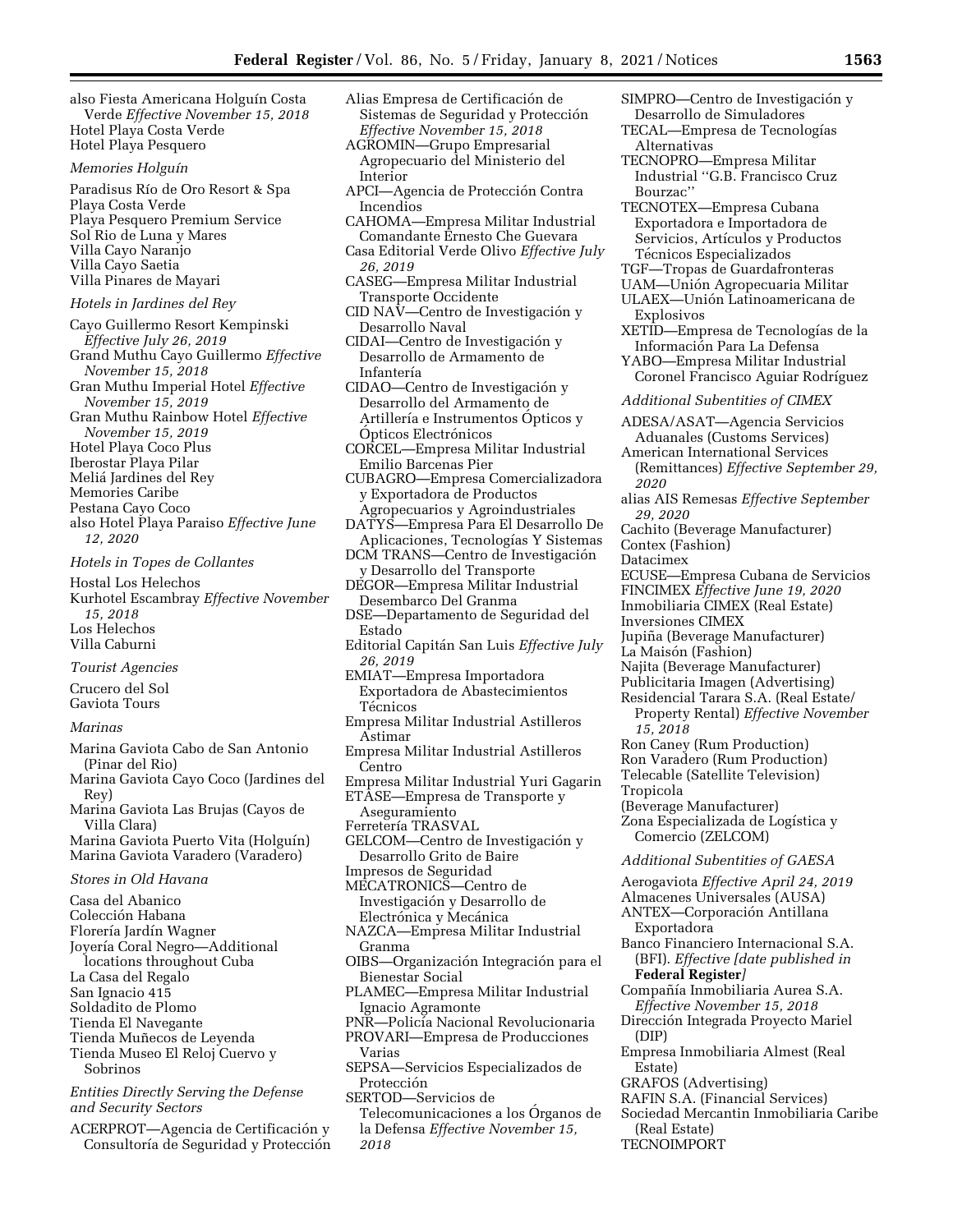also Fiesta Americana Holguín Costa Verde *Effective November 15, 2018*
Hotel Playa Costa Verde
Hotel Playa Pesquero

*Memories Holguín*

Paradisus Río de Oro Resort & Spa
Playa Costa Verde
Playa Pesquero Premium Service
Sol Rio de Luna y Mares
Villa Cayo Naranjo
Villa Cayo Saetia
Villa Pinares de Mayari

*Hotels in Jardines del Rey*

Cayo Guillermo Resort Kempinski *Effective July 26, 2019*
Grand Muthu Cayo Guillermo *Effective November 15, 2018*
Gran Muthu Imperial Hotel *Effective November 15, 2019*
Gran Muthu Rainbow Hotel *Effective November 15, 2019*
Hotel Playa Coco Plus
Iberostar Playa Pilar
Meliá Jardines del Rey
Memories Caribe
Pestana Cayo Coco
also Hotel Playa Paraiso *Effective June 12, 2020*

*Hotels in Topes de Collantes*

Hostal Los Helechos
Kurhotel Escambray *Effective November 15, 2018*
Los Helechos
Villa Caburni

*Tourist Agencies*

Crucero del Sol
Gaviota Tours

*Marinas*

Marina Gaviota Cabo de San Antonio (Pinar del Rio)
Marina Gaviota Cayo Coco (Jardines del Rey)
Marina Gaviota Las Brujas (Cayos de Villa Clara)
Marina Gaviota Puerto Vita (Holguín)
Marina Gaviota Varadero (Varadero)

*Stores in Old Havana*

Casa del Abanico
Colección Habana
Florería Jardín Wagner
Joyería Coral Negro—Additional locations throughout Cuba
La Casa del Regalo
San Ignacio 415
Soldadito de Plomo
Tienda El Navegante
Tienda Muñecos de Leyenda
Tienda Museo El Reloj Cuervo y Sobrinos

*Entities Directly Serving the Defense and Security Sectors*

ACERPROT—Agencia de Certificación y Consultoría de Seguridad y Protección
Alias Empresa de Certificación de Sistemas de Seguridad y Protección *Effective November 15, 2018*
AGROMIN—Grupo Empresarial Agropecuario del Ministerio del Interior
APCI—Agencia de Protección Contra Incendios
CAHOMA—Empresa Militar Industrial Comandante Ernesto Che Guevara
Casa Editorial Verde Olivo *Effective July 26, 2019*
CASEG—Empresa Militar Industrial Transporte Occidente
CID NAV—Centro de Investigación y Desarrollo Naval
CIDAI—Centro de Investigación y Desarrollo de Armamento de Infantería
CIDAO—Centro de Investigación y Desarrollo del Armamento de Artillería e Instrumentos Ópticos y Ópticos Electrónicos
CORCEL—Empresa Militar Industrial Emilio Barcenas Pier
CUBAGRO—Empresa Comercializadora y Exportadora de Productos Agropecuarios y Agroindustriales
DATYS—Empresa Para El Desarrollo De Aplicaciones, Tecnologías Y Sistemas
DCM TRANS—Centro de Investigación y Desarrollo del Transporte
DEGOR—Empresa Militar Industrial Desembarco Del Granma
DSE—Departamento de Seguridad del Estado
Editorial Capitán San Luis *Effective July 26, 2019*
EMIAT—Empresa Importadora Exportadora de Abastecimientos Técnicos
Empresa Militar Industrial Astilleros Astimar
Empresa Militar Industrial Astilleros Centro
Empresa Militar Industrial Yuri Gagarin
ETASE—Empresa de Transporte y Aseguramiento
Ferretería TRASVAL
GELCOM—Centro de Investigación y Desarrollo Grito de Baire
Impresos de Seguridad
MECATRONICS—Centro de Investigación y Desarrollo de Electrónica y Mecánica
NAZCA—Empresa Militar Industrial Granma
OIBS—Organización Integración para el Bienestar Social
PLAMEC—Empresa Militar Industrial Ignacio Agramonte
PNR—Policía Nacional Revolucionaria
PROVARI—Empresa de Producciones Varias
SEPSA—Servicios Especializados de Protección
SERTOD—Servicios de Telecomunicaciones a los Órganos de la Defensa *Effective November 15, 2018*
SIMPRO—Centro de Investigación y Desarrollo de Simuladores
TECAL—Empresa de Tecnologías Alternativas
TECNOPRO—Empresa Militar Industrial ''G.B. Francisco Cruz Bourzac''
TECNOTEX—Empresa Cubana Exportadora e Importadora de Servicios, Artículos y Productos Técnicos Especializados
TGF—Tropas de Guardafronteras
UAM—Unión Agropecuaria Militar
ULAEX—Unión Latinoamericana de Explosivos
XETID—Empresa de Tecnologías de la Información Para La Defensa
YABO—Empresa Militar Industrial Coronel Francisco Aguiar Rodríguez

*Additional Subentities of CIMEX*

ADESA/ASAT—Agencia Servicios Aduanales (Customs Services)
American International Services (Remittances) *Effective September 29, 2020*
alias AIS Remesas *Effective September 29, 2020*
Cachito (Beverage Manufacturer)
Contex (Fashion)
Datacimex
ECUSE—Empresa Cubana de Servicios
FINCIMEX *Effective June 19, 2020*
Inmobiliaria CIMEX (Real Estate)
Inversiones CIMEX
Jupiña (Beverage Manufacturer)
La Maisón (Fashion)
Najita (Beverage Manufacturer)
Publicitaria Imagen (Advertising)
Residencial Tarara S.A. (Real Estate/Property Rental) *Effective November 15, 2018*
Ron Caney (Rum Production)
Ron Varadero (Rum Production)
Telecable (Satellite Television)
Tropicola
(Beverage Manufacturer)
Zona Especializada de Logística y Comercio (ZELCOM)

*Additional Subentities of GAESA*

Aerogaviota *Effective April 24, 2019*
Almacenes Universales (AUSA)
ANTEX—Corporación Antillana Exportadora
Banco Financiero Internacional S.A. (BFI). *Effective [date published in* **Federal Register***]*
Compañía Inmobiliaria Aurea S.A. *Effective November 15, 2018*
Dirección Integrada Proyecto Mariel (DIP)
Empresa Inmobiliaria Almest (Real Estate)
GRAFOS (Advertising)
RAFIN S.A. (Financial Services)
Sociedad Mercantin Inmobiliaria Caribe (Real Estate)
TECNOIMPORT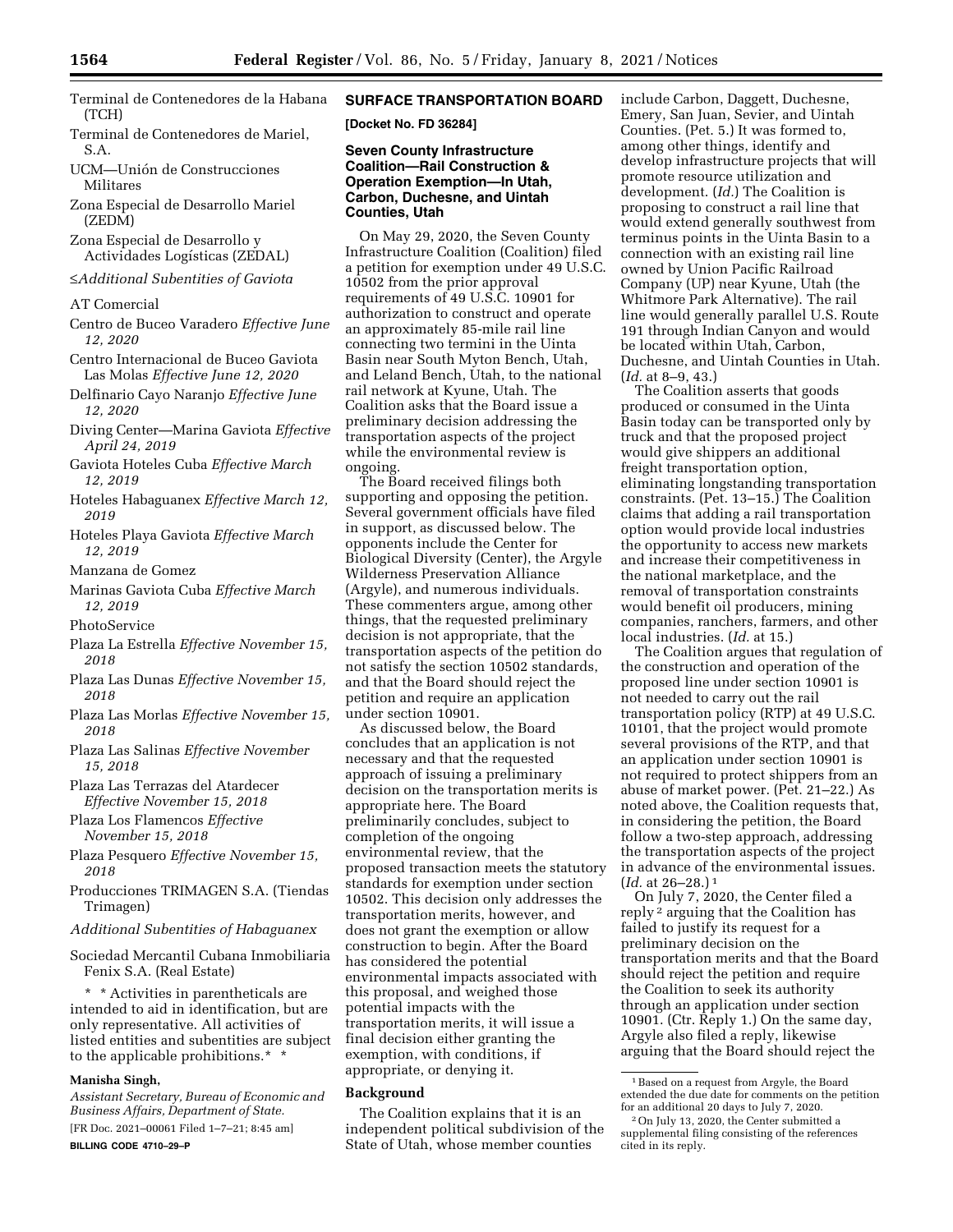Terminal de Contenedores de la Habana (TCH)

Terminal de Contenedores de Mariel, S.A.

UCM—Unión de Construcciones Militares

Zona Especial de Desarrollo Mariel (ZEDM)

Zona Especial de Desarrollo y Actividades Logísticas (ZEDAL)

≤*Additional Subentities of Gaviota*

AT Comercial

Centro de Buceo Varadero *Effective June 12, 2020*

Centro Internacional de Buceo Gaviota Las Molas *Effective June 12, 2020*

Delfinario Cayo Naranjo *Effective June 12, 2020*

Diving Center—Marina Gaviota *Effective April 24, 2019*

Gaviota Hoteles Cuba *Effective March 12, 2019*

Hoteles Habaguanex *Effective March 12, 2019*

Hoteles Playa Gaviota *Effective March 12, 2019*

Manzana de Gomez

Marinas Gaviota Cuba *Effective March 12, 2019*

PhotoService

Plaza La Estrella *Effective November 15, 2018*

Plaza Las Dunas *Effective November 15, 2018*

Plaza Las Morlas *Effective November 15, 2018*

Plaza Las Salinas *Effective November 15, 2018*

Plaza Las Terrazas del Atardecer *Effective November 15, 2018*

Plaza Los Flamencos *Effective November 15, 2018*

Plaza Pesquero *Effective November 15, 2018*

Producciones TRIMAGEN S.A. (Tiendas Trimagen)

*Additional Subentities of Habaguanex*

Sociedad Mercantil Cubana Inmobiliaria Fenix S.A. (Real Estate)

* * Activities in parentheticals are intended to aid in identification, but are only representative. All activities of listed entities and subentities are subject to the applicable prohibitions.* *

**Manisha Singh,**

*Assistant Secretary, Bureau of Economic and Business Affairs, Department of State.*

[FR Doc. 2021–00061 Filed 1–7–21; 8:45 am]

**BILLING CODE 4710–29–P**

## SURFACE TRANSPORTATION BOARD

**[Docket No. FD 36284]**

### Seven County Infrastructure Coalition—Rail Construction & Operation Exemption—In Utah, Carbon, Duchesne, and Uintah Counties, Utah

On May 29, 2020, the Seven County Infrastructure Coalition (Coalition) filed a petition for exemption under 49 U.S.C. 10502 from the prior approval requirements of 49 U.S.C. 10901 for authorization to construct and operate an approximately 85-mile rail line connecting two termini in the Uinta Basin near South Myton Bench, Utah, and Leland Bench, Utah, to the national rail network at Kyune, Utah. The Coalition asks that the Board issue a preliminary decision addressing the transportation aspects of the project while the environmental review is ongoing.

The Board received filings both supporting and opposing the petition. Several government officials have filed in support, as discussed below. The opponents include the Center for Biological Diversity (Center), the Argyle Wilderness Preservation Alliance (Argyle), and numerous individuals. These commenters argue, among other things, that the requested preliminary decision is not appropriate, that the transportation aspects of the petition do not satisfy the section 10502 standards, and that the Board should reject the petition and require an application under section 10901.

As discussed below, the Board concludes that an application is not necessary and that the requested approach of issuing a preliminary decision on the transportation merits is appropriate here. The Board preliminarily concludes, subject to completion of the ongoing environmental review, that the proposed transaction meets the statutory standards for exemption under section 10502. This decision only addresses the transportation merits, however, and does not grant the exemption or allow construction to begin. After the Board has considered the potential environmental impacts associated with this proposal, and weighed those potential impacts with the transportation merits, it will issue a final decision either granting the exemption, with conditions, if appropriate, or denying it.

#### Background

The Coalition explains that it is an independent political subdivision of the State of Utah, whose member counties include Carbon, Daggett, Duchesne, Emery, San Juan, Sevier, and Uintah Counties. (Pet. 5.) It was formed to, among other things, identify and develop infrastructure projects that will promote resource utilization and development. (*Id.*) The Coalition is proposing to construct a rail line that would extend generally southwest from terminus points in the Uinta Basin to a connection with an existing rail line owned by Union Pacific Railroad Company (UP) near Kyune, Utah (the Whitmore Park Alternative). The rail line would generally parallel U.S. Route 191 through Indian Canyon and would be located within Utah, Carbon, Duchesne, and Uintah Counties in Utah. (*Id.* at 8–9, 43.)

The Coalition asserts that goods produced or consumed in the Uinta Basin today can be transported only by truck and that the proposed project would give shippers an additional freight transportation option, eliminating longstanding transportation constraints. (Pet. 13–15.) The Coalition claims that adding a rail transportation option would provide local industries the opportunity to access new markets and increase their competitiveness in the national marketplace, and the removal of transportation constraints would benefit oil producers, mining companies, ranchers, farmers, and other local industries. (*Id.* at 15.)

The Coalition argues that regulation of the construction and operation of the proposed line under section 10901 is not needed to carry out the rail transportation policy (RTP) at 49 U.S.C. 10101, that the project would promote several provisions of the RTP, and that an application under section 10901 is not required to protect shippers from an abuse of market power. (Pet. 21–22.) As noted above, the Coalition requests that, in considering the petition, the Board follow a two-step approach, addressing the transportation aspects of the project in advance of the environmental issues. (*Id.* at 26–28.)[1]

On July 7, 2020, the Center filed a reply[2] arguing that the Coalition has failed to justify its request for a preliminary decision on the transportation merits and that the Board should reject the petition and require the Coalition to seek its authority through an application under section 10901. (Ctr. Reply 1.) On the same day, Argyle also filed a reply, likewise arguing that the Board should reject the

[1] Based on a request from Argyle, the Board extended the due date for comments on the petition for an additional 20 days to July 7, 2020.

[2] On July 13, 2020, the Center submitted a supplemental filing consisting of the references cited in its reply.